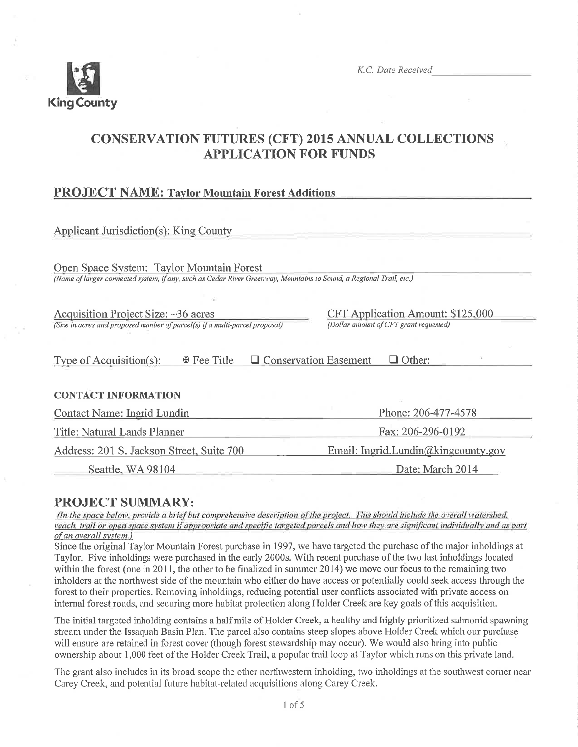King County

K.C. Date Received

# CONSERVATION FUTURES (CFT) 2015 ANNUAL COLLECTIONS APPLICATION FOR FUNDS

## PROJECT NAME: Taylor Mountain Forest Additions

Applicant Jurisdiction(s): King County

Open Space System: Taylor Mountain Forest
*(Name of larger connected system, if any, such as Cedar River Greenway, Mountains to Sound, a Regional Trail, etc.)*

Acquisition Project Size: ~36 acres
*(Size in acres and proposed number of parcel(s) if a multi-parcel proposal)*

CFT Application Amount: $125,000
*(Dollar amount of CFT grant requested)*

Type of Acquisition(s): ☒ Fee Title ☐ Conservation Easement ☐ Other:

**CONTACT INFORMATION**

Contact Name: Ingrid Lundin
Phone: 206-477-4578

Title: Natural Lands Planner
Fax: 206-296-0192

Address: 201 S. Jackson Street, Suite 700
Seattle, WA 98104

Email: Ingrid.Lundin@kingcounty.gov

Date: March 2014

## PROJECT SUMMARY:

*(In the space below, provide a brief but comprehensive description of the project. This should include the overall watershed, reach, trail or open space system if appropriate and specific targeted parcels and how they are significant individually and as part of an overall system.)*

Since the original Taylor Mountain Forest purchase in 1997, we have targeted the purchase of the major inholdings at Taylor. Five inholdings were purchased in the early 2000s. With recent purchase of the two last inholdings located within the forest (one in 2011, the other to be finalized in summer 2014) we move our focus to the remaining two inholders at the northwest side of the mountain who either do have access or potentially could seek access through the forest to their properties. Removing inholdings, reducing potential user conflicts associated with private access on internal forest roads, and securing more habitat protection along Holder Creek are key goals of this acquisition.

The initial targeted inholding contains a half mile of Holder Creek, a healthy and highly prioritized salmonid spawning stream under the Issaquah Basin Plan. The parcel also contains steep slopes above Holder Creek which our purchase will ensure are retained in forest cover (though forest stewardship may occur). We would also bring into public ownership about 1,000 feet of the Holder Creek Trail, a popular trail loop at Taylor which runs on this private land.

The grant also includes in its broad scope the other northwestern inholding, two inholdings at the southwest corner near Carey Creek, and potential future habitat-related acquisitions along Carey Creek.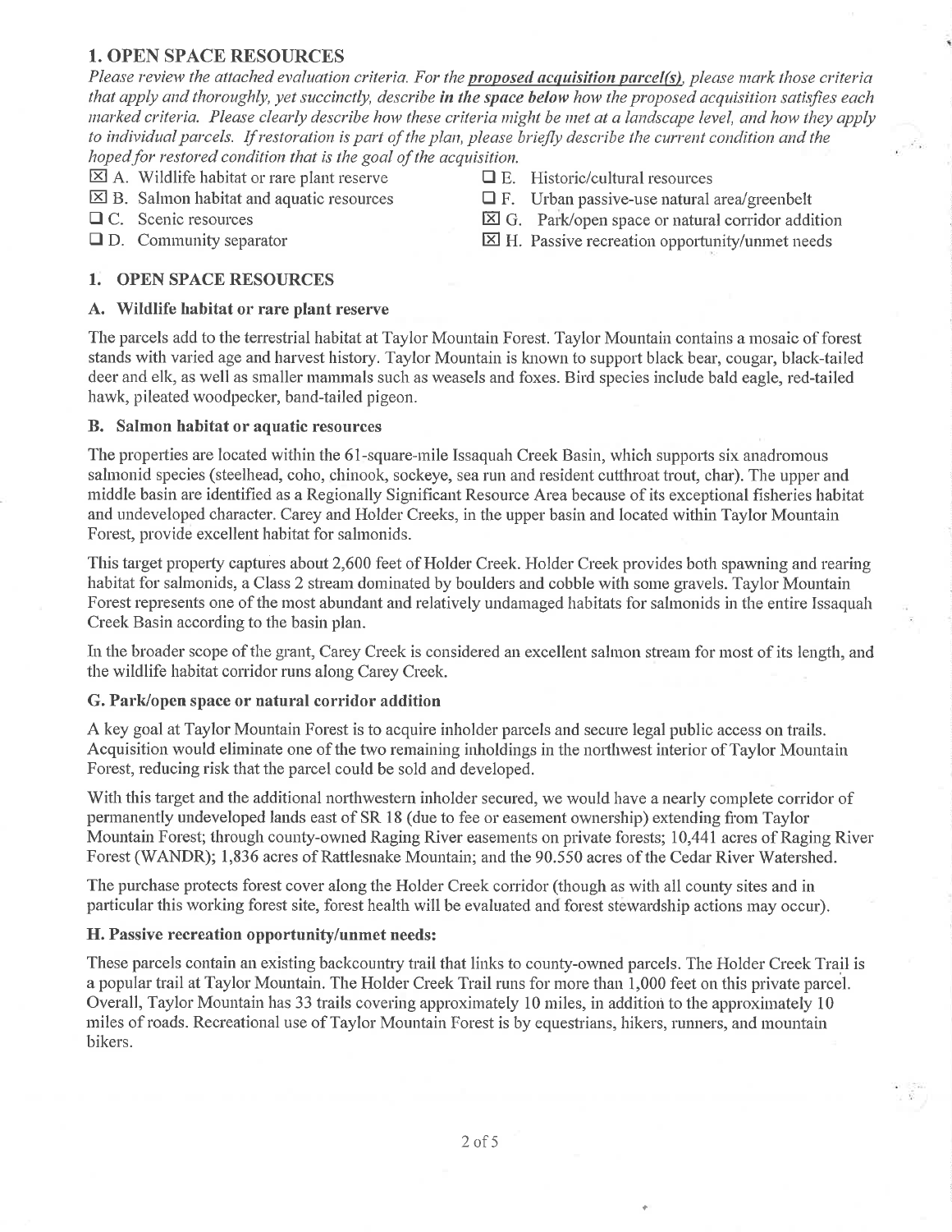## 1. OPEN SPACE RESOURCES

*Please review the attached evaluation criteria. For the **proposed acquisition parcel(s)**, please mark those criteria that apply and thoroughly, yet succinctly, describe **in the space below** how the proposed acquisition satisfies each marked criteria. Please clearly describe how these criteria might be met at a landscape level, and how they apply to individual parcels. If restoration is part of the plan, please briefly describe the current condition and the hoped for restored condition that is the goal of the acquisition.*

- ☒ A. Wildlife habitat or rare plant reserve
- ☒ B. Salmon habitat and aquatic resources
- ☐ C. Scenic resources
- ☐ D. Community separator
- ☐ E. Historic/cultural resources
- ☐ F. Urban passive-use natural area/greenbelt
- ☒ G. Park/open space or natural corridor addition
- ☒ H. Passive recreation opportunity/unmet needs

### 1. OPEN SPACE RESOURCES

#### A. Wildlife habitat or rare plant reserve

The parcels add to the terrestrial habitat at Taylor Mountain Forest. Taylor Mountain contains a mosaic of forest stands with varied age and harvest history. Taylor Mountain is known to support black bear, cougar, black-tailed deer and elk, as well as smaller mammals such as weasels and foxes. Bird species include bald eagle, red-tailed hawk, pileated woodpecker, band-tailed pigeon.

#### B. Salmon habitat or aquatic resources

The properties are located within the 61-square-mile Issaquah Creek Basin, which supports six anadromous salmonid species (steelhead, coho, chinook, sockeye, sea run and resident cutthroat trout, char). The upper and middle basin are identified as a Regionally Significant Resource Area because of its exceptional fisheries habitat and undeveloped character. Carey and Holder Creeks, in the upper basin and located within Taylor Mountain Forest, provide excellent habitat for salmonids.

This target property captures about 2,600 feet of Holder Creek. Holder Creek provides both spawning and rearing habitat for salmonids, a Class 2 stream dominated by boulders and cobble with some gravels. Taylor Mountain Forest represents one of the most abundant and relatively undamaged habitats for salmonids in the entire Issaquah Creek Basin according to the basin plan.

In the broader scope of the grant, Carey Creek is considered an excellent salmon stream for most of its length, and the wildlife habitat corridor runs along Carey Creek.

#### G. Park/open space or natural corridor addition

A key goal at Taylor Mountain Forest is to acquire inholder parcels and secure legal public access on trails. Acquisition would eliminate one of the two remaining inholdings in the northwest interior of Taylor Mountain Forest, reducing risk that the parcel could be sold and developed.

With this target and the additional northwestern inholder secured, we would have a nearly complete corridor of permanently undeveloped lands east of SR 18 (due to fee or easement ownership) extending from Taylor Mountain Forest; through county-owned Raging River easements on private forests; 10,441 acres of Raging River Forest (WANDR); 1,836 acres of Rattlesnake Mountain; and the 90.550 acres of the Cedar River Watershed.

The purchase protects forest cover along the Holder Creek corridor (though as with all county sites and in particular this working forest site, forest health will be evaluated and forest stewardship actions may occur).

#### H. Passive recreation opportunity/unmet needs:

These parcels contain an existing backcountry trail that links to county-owned parcels. The Holder Creek Trail is a popular trail at Taylor Mountain. The Holder Creek Trail runs for more than 1,000 feet on this private parcel. Overall, Taylor Mountain has 33 trails covering approximately 10 miles, in addition to the approximately 10 miles of roads. Recreational use of Taylor Mountain Forest is by equestrians, hikers, runners, and mountain bikers.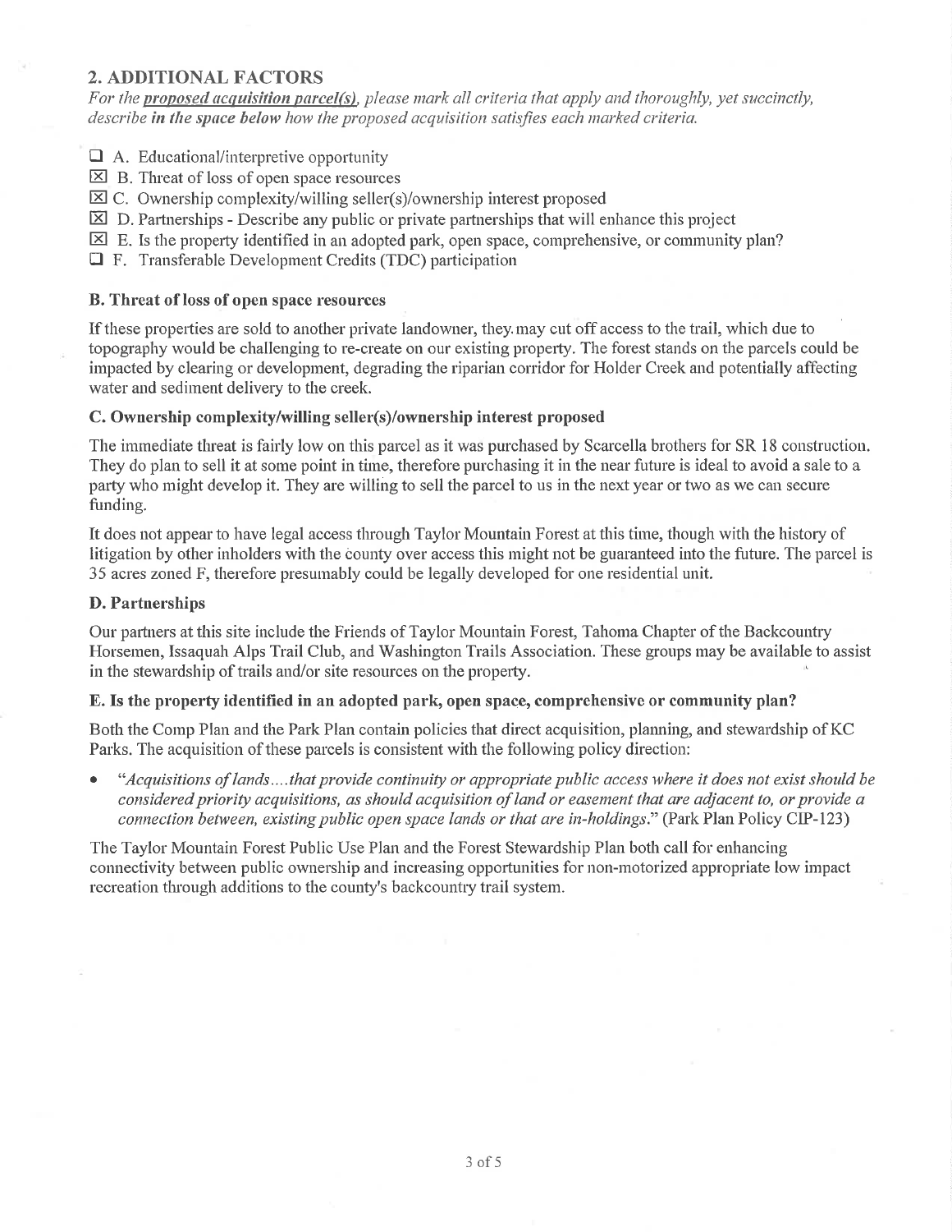## 2. ADDITIONAL FACTORS

*For the* ***proposed acquisition parcel(s)****, please mark all criteria that apply and thoroughly, yet succinctly, describe* ***in the space below*** *how the proposed acquisition satisfies each marked criteria.*

- ☐ A. Educational/interpretive opportunity
- ☒ B. Threat of loss of open space resources
- ☒ C. Ownership complexity/willing seller(s)/ownership interest proposed
- ☒ D. Partnerships - Describe any public or private partnerships that will enhance this project
- ☒ E. Is the property identified in an adopted park, open space, comprehensive, or community plan?
- ☐ F. Transferable Development Credits (TDC) participation

### B. Threat of loss of open space resources

If these properties are sold to another private landowner, they may cut off access to the trail, which due to topography would be challenging to re-create on our existing property. The forest stands on the parcels could be impacted by clearing or development, degrading the riparian corridor for Holder Creek and potentially affecting water and sediment delivery to the creek.

### C. Ownership complexity/willing seller(s)/ownership interest proposed

The immediate threat is fairly low on this parcel as it was purchased by Scarcella brothers for SR 18 construction. They do plan to sell it at some point in time, therefore purchasing it in the near future is ideal to avoid a sale to a party who might develop it. They are willing to sell the parcel to us in the next year or two as we can secure funding.

It does not appear to have legal access through Taylor Mountain Forest at this time, though with the history of litigation by other inholders with the county over access this might not be guaranteed into the future. The parcel is 35 acres zoned F, therefore presumably could be legally developed for one residential unit.

### D. Partnerships

Our partners at this site include the Friends of Taylor Mountain Forest, Tahoma Chapter of the Backcountry Horsemen, Issaquah Alps Trail Club, and Washington Trails Association. These groups may be available to assist in the stewardship of trails and/or site resources on the property.

### E. Is the property identified in an adopted park, open space, comprehensive or community plan?

Both the Comp Plan and the Park Plan contain policies that direct acquisition, planning, and stewardship of KC Parks. The acquisition of these parcels is consistent with the following policy direction:

- "*Acquisitions of lands....that provide continuity or appropriate public access where it does not exist should be considered priority acquisitions, as should acquisition of land or easement that are adjacent to, or provide a connection between, existing public open space lands or that are in-holdings.*" (Park Plan Policy CIP-123)

The Taylor Mountain Forest Public Use Plan and the Forest Stewardship Plan both call for enhancing connectivity between public ownership and increasing opportunities for non-motorized appropriate low impact recreation through additions to the county's backcountry trail system.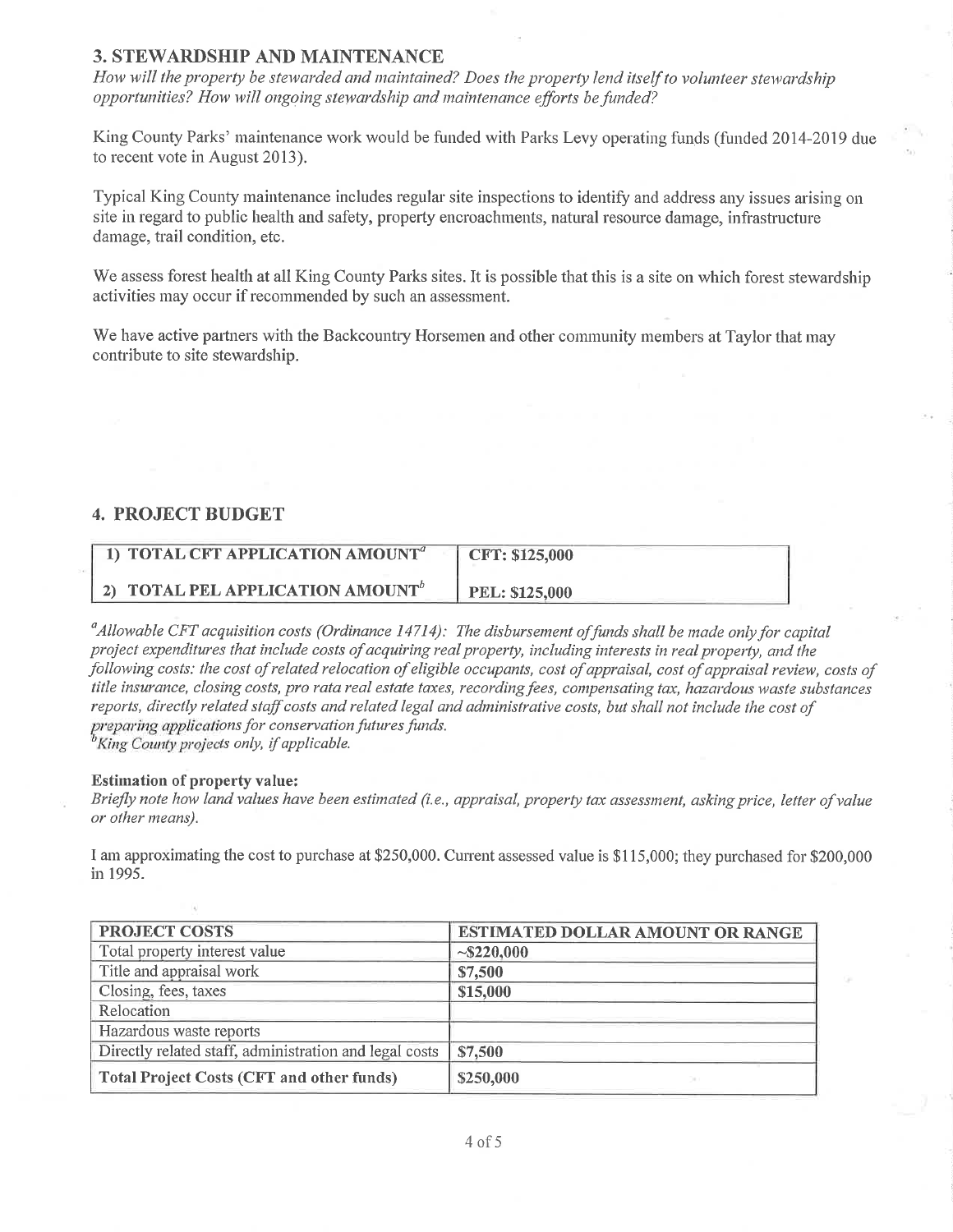## 3. STEWARDSHIP AND MAINTENANCE

*How will the property be stewarded and maintained? Does the property lend itself to volunteer stewardship opportunities? How will ongoing stewardship and maintenance efforts be funded?*

King County Parks' maintenance work would be funded with Parks Levy operating funds (funded 2014-2019 due to recent vote in August 2013).

Typical King County maintenance includes regular site inspections to identify and address any issues arising on site in regard to public health and safety, property encroachments, natural resource damage, infrastructure damage, trail condition, etc.

We assess forest health at all King County Parks sites. It is possible that this is a site on which forest stewardship activities may occur if recommended by such an assessment.

We have active partners with the Backcountry Horsemen and other community members at Taylor that may contribute to site stewardship.

## 4. PROJECT BUDGET

| | |
|---|---|
| **1) TOTAL CFT APPLICATION AMOUNT[a]** | **CFT: $125,000** |
| **2) TOTAL PEL APPLICATION AMOUNT[b]** | **PEL: $125,000** |

*[a]Allowable CFT acquisition costs (Ordinance 14714): The disbursement of funds shall be made only for capital project expenditures that include costs of acquiring real property, including interests in real property, and the following costs: the cost of related relocation of eligible occupants, cost of appraisal, cost of appraisal review, costs of title insurance, closing costs, pro rata real estate taxes, recording fees, compensating tax, hazardous waste substances reports, directly related staff costs and related legal and administrative costs, but shall not include the cost of preparing applications for conservation futures funds.*
*[b]King County projects only, if applicable.*

**Estimation of property value:**
*Briefly note how land values have been estimated (i.e., appraisal, property tax assessment, asking price, letter of value or other means).*

I am approximating the cost to purchase at $250,000. Current assessed value is $115,000; they purchased for $200,000 in 1995.

| PROJECT COSTS | ESTIMATED DOLLAR AMOUNT OR RANGE |
|---|---|
| Total property interest value | ~$220,000 |
| Title and appraisal work | $7,500 |
| Closing, fees, taxes | $15,000 |
| Relocation | |
| Hazardous waste reports | |
| Directly related staff, administration and legal costs | $7,500 |
| **Total Project Costs (CFT and other funds)** | **$250,000** |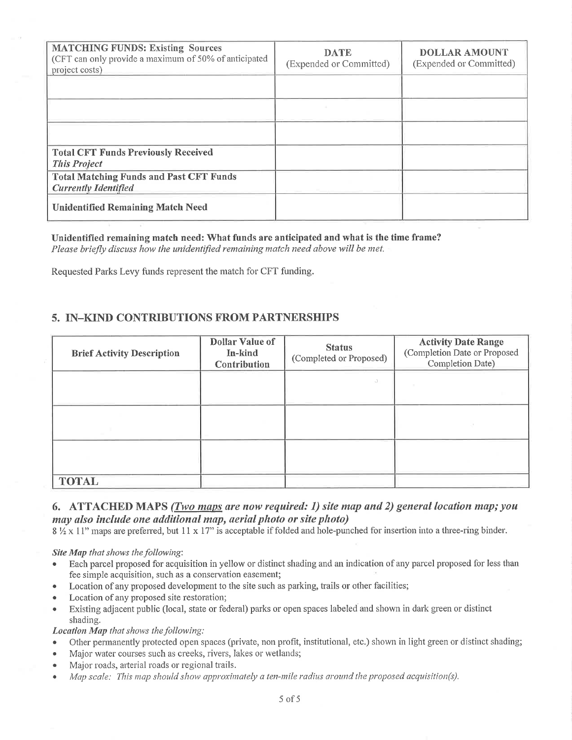| **MATCHING FUNDS: Existing Sources** (CFT can only provide a maximum of 50% of anticipated project costs) | **DATE** (Expended or Committed) | **DOLLAR AMOUNT** (Expended or Committed) |
|---|---|---|
| | | |
| | | |
| | | |
| **Total CFT Funds Previously Received** ***This Project*** | | |
| **Total Matching Funds and Past CFT Funds** ***Currently Identified*** | | |
| **Unidentified Remaining Match Need** | | |

**Unidentified remaining match need: What funds are anticipated and what is the time frame?**
*Please briefly discuss how the unidentified remaining match need above will be met.*

Requested Parks Levy funds represent the match for CFT funding.

## 5. IN–KIND CONTRIBUTIONS FROM PARTNERSHIPS

| Brief Activity Description | Dollar Value of In-kind Contribution | Status (Completed or Proposed) | Activity Date Range (Completion Date or Proposed Completion Date) |
|---|---|---|---|
| | | | |
| | | | |
| | | | |
| **TOTAL** | | | |

## 6. ATTACHED MAPS *(Two maps are now required: 1) site map and 2) general location map; you may also include one additional map, aerial photo or site photo)*

8 ½ x 11" maps are preferred, but 11 x 17" is acceptable if folded and hole-punched for insertion into a three-ring binder.

***Site Map** that shows the following*:

- Each parcel proposed for acquisition in yellow or distinct shading and an indication of any parcel proposed for less than fee simple acquisition, such as a conservation easement;
- Location of any proposed development to the site such as parking, trails or other facilities;
- Location of any proposed site restoration;
- Existing adjacent public (local, state or federal) parks or open spaces labeled and shown in dark green or distinct shading.

***Location Map** that shows the following:*

- Other permanently protected open spaces (private, non profit, institutional, etc.) shown in light green or distinct shading;
- Major water courses such as creeks, rivers, lakes or wetlands;
- Major roads, arterial roads or regional trails.
- *Map scale: This map should show approximately a ten-mile radius around the proposed acquisition(s).*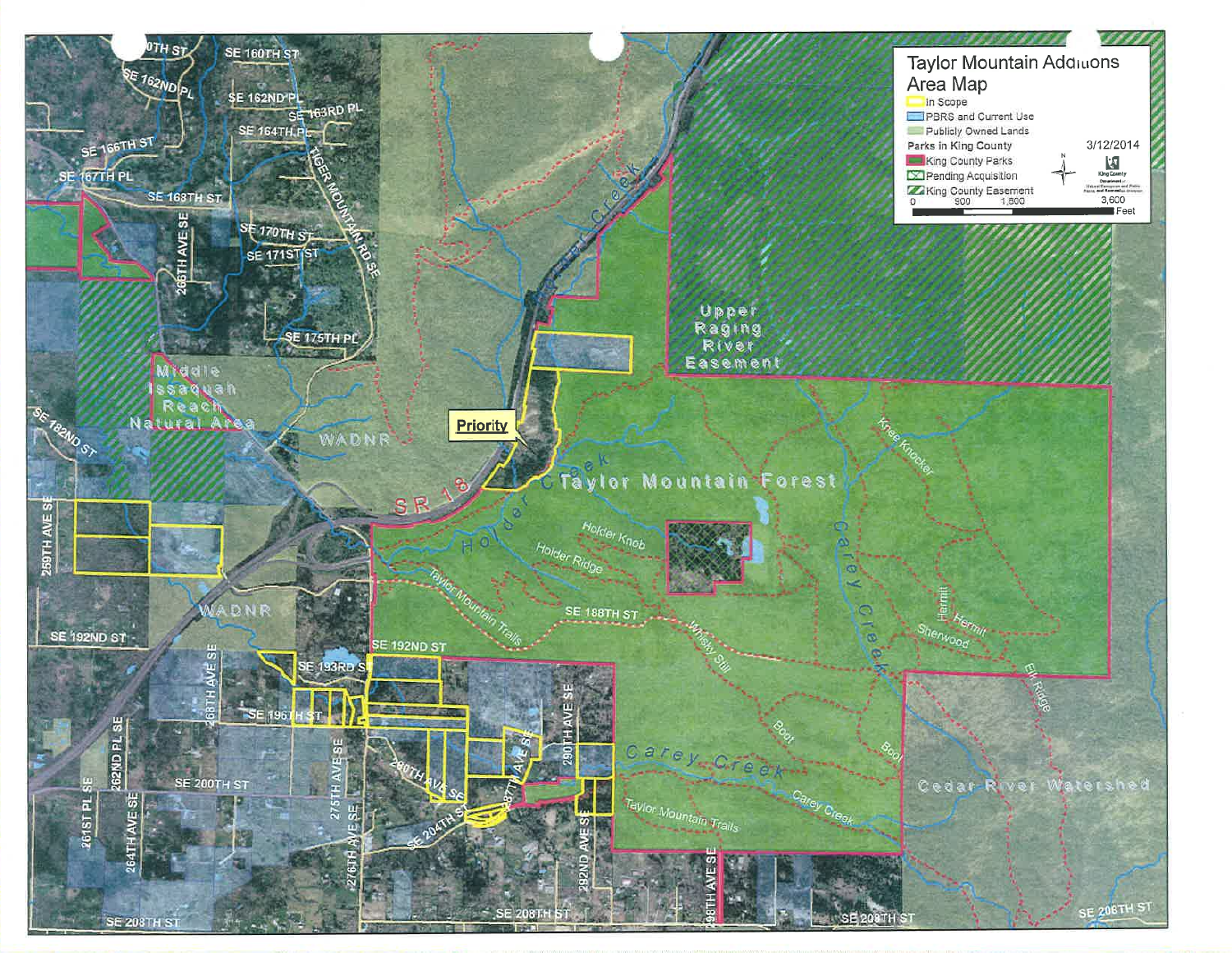# Taylor Mountain Additions Area Map

In Scope
PBRS and Current Use
Publicly Owned Lands

Parks in King County
King County Parks
Pending Acquisition
King County Easement

3/12/2014

0 900 1,800 3,600 Feet

Priority

Upper Raging River Easement

Middle Issaquah Reach Natural Area

WADNR

Taylor Mountain Forest

Cedar River Watershed

SR 18

Holder Creek

Carey Creek

Holder Knob

Holder Ridge

Taylor Mountain Trails

Whisky Still

Knee Knocker

Hermit

Sherwood

Elk Ridge

Boot

SE 160TH ST
SE 162ND PL
SE 163RD PL
SE 164TH PL
SE 166TH ST
SE 167TH PL
SE 168TH ST
SE 170TH ST
SE 171ST ST
SE 175TH PL
SE 182ND ST
SE 188TH ST
SE 192ND ST
SE 193RD ST
SE 196TH ST
SE 200TH ST
SE 204TH ST
SE 208TH ST
266TH AVE SE
259TH AVE SE
268TH AVE SE
261ST PL SE
262ND PL SE
264TH AVE SE
275TH AVE SE
276TH AVE SE
280TH AVE SE
287TH AVE SE
290TH AVE SE
292ND AVE SE
298TH AVE SE
TIGER MOUNTAIN RD SE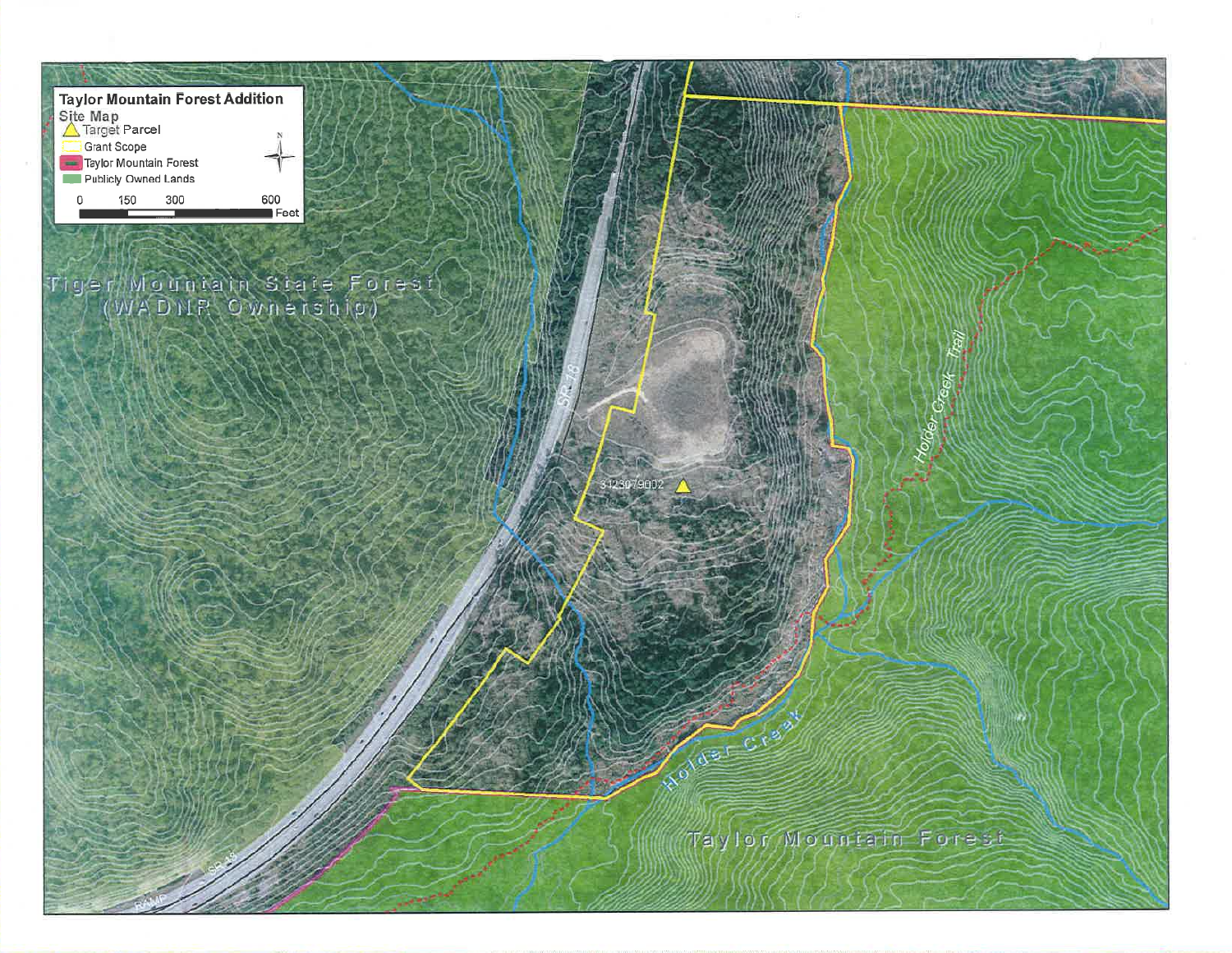**Taylor Mountain Forest Addition**
**Site Map**

Target Parcel
Grant Scope
Taylor Mountain Forest
Publicly Owned Lands

0 150 300 600
Feet

Tiger Mountain State Forest
(WADNR Ownership)

SR 18

3123079002

Holder Creek Trail

Holder Creek

Taylor Mountain Forest

SR 18

RAMP